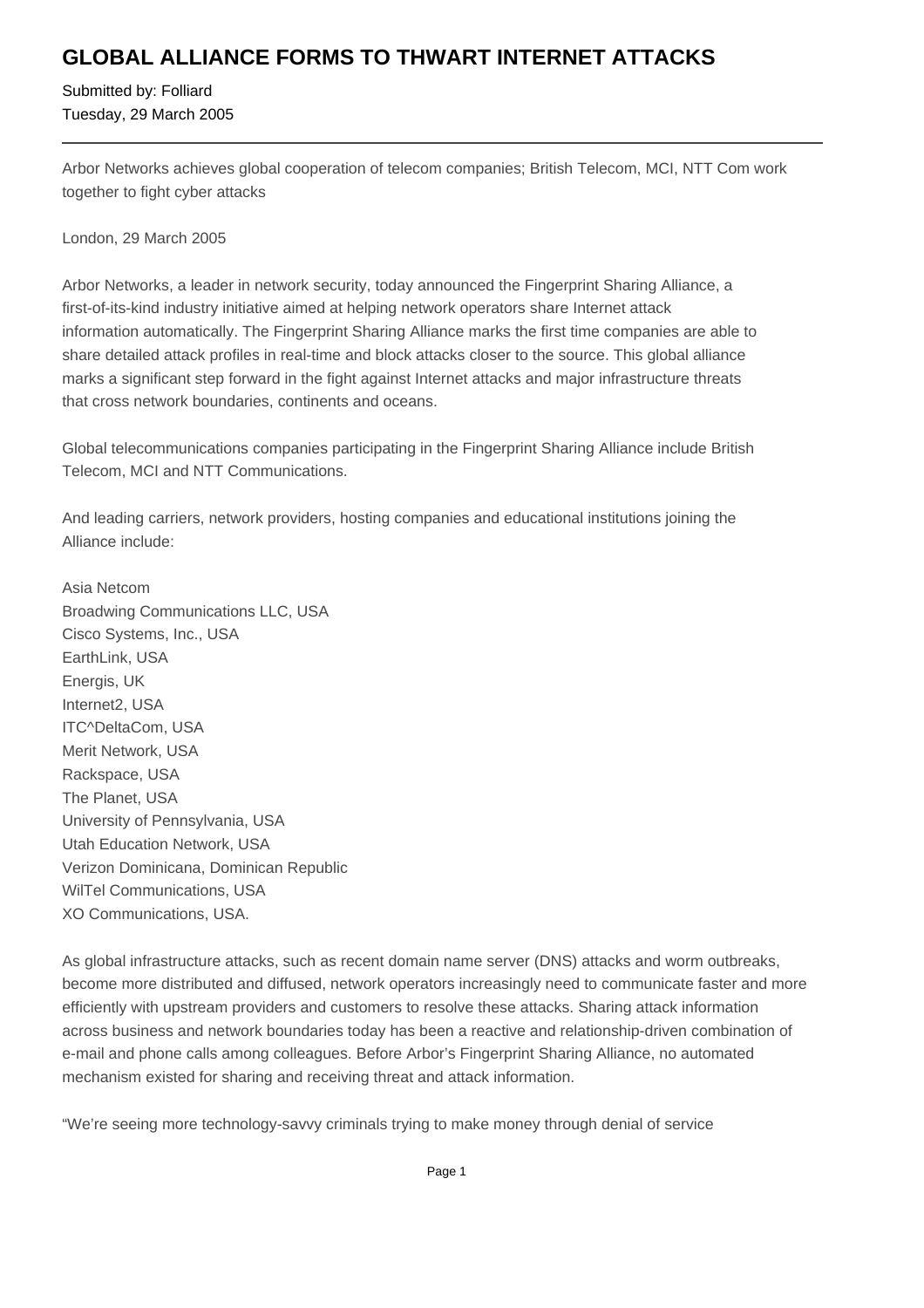# GLOBAL ALLIANCE FORMS TO THWART INTERNET ATTACKS

Submitted by: Folliard
Tuesday, 29 March 2005

---

Arbor Networks achieves global cooperation of telecom companies; British Telecom, MCI, NTT Com work together to fight cyber attacks

London, 29 March 2005

Arbor Networks, a leader in network security, today announced the Fingerprint Sharing Alliance, a first-of-its-kind industry initiative aimed at helping network operators share Internet attack information automatically. The Fingerprint Sharing Alliance marks the first time companies are able to share detailed attack profiles in real-time and block attacks closer to the source. This global alliance marks a significant step forward in the fight against Internet attacks and major infrastructure threats that cross network boundaries, continents and oceans.

Global telecommunications companies participating in the Fingerprint Sharing Alliance include British Telecom, MCI and NTT Communications.

And leading carriers, network providers, hosting companies and educational institutions joining the Alliance include:

Asia Netcom
Broadwing Communications LLC, USA
Cisco Systems, Inc., USA
EarthLink, USA
Energis, UK
Internet2, USA
ITC^DeltaCom, USA
Merit Network, USA
Rackspace, USA
The Planet, USA
University of Pennsylvania, USA
Utah Education Network, USA
Verizon Dominicana, Dominican Republic
WilTel Communications, USA
XO Communications, USA.

As global infrastructure attacks, such as recent domain name server (DNS) attacks and worm outbreaks, become more distributed and diffused, network operators increasingly need to communicate faster and more efficiently with upstream providers and customers to resolve these attacks. Sharing attack information across business and network boundaries today has been a reactive and relationship-driven combination of e-mail and phone calls among colleagues. Before Arbor's Fingerprint Sharing Alliance, no automated mechanism existed for sharing and receiving threat and attack information.

"We're seeing more technology-savvy criminals trying to make money through denial of service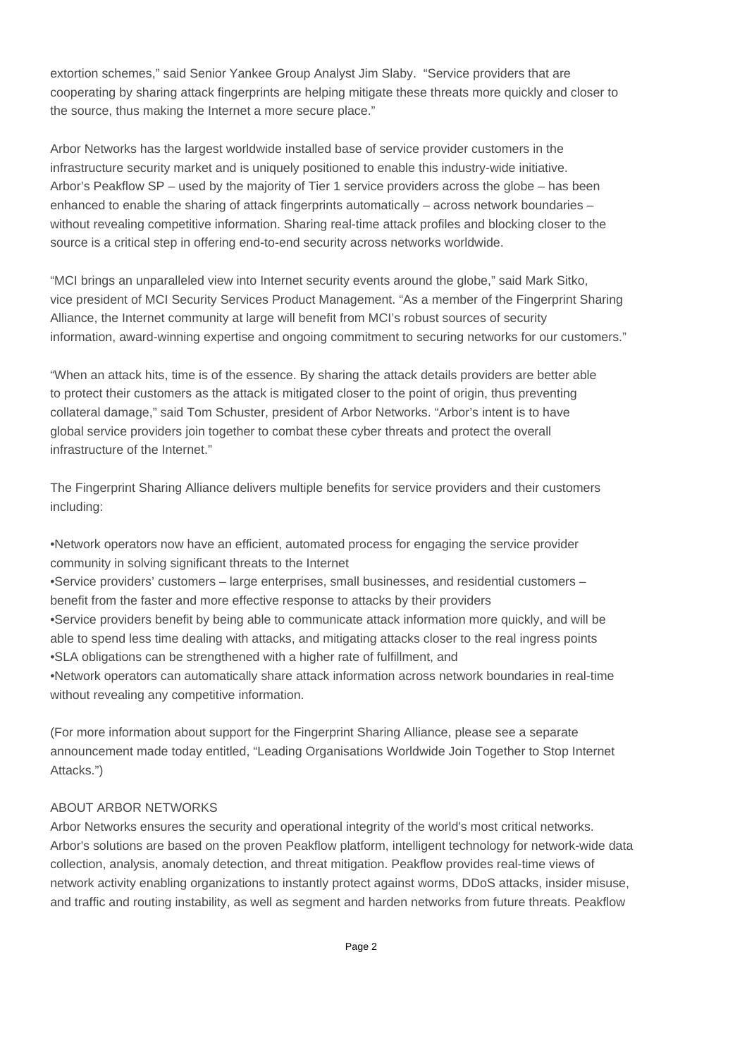extortion schemes," said Senior Yankee Group Analyst Jim Slaby. "Service providers that are cooperating by sharing attack fingerprints are helping mitigate these threats more quickly and closer to the source, thus making the Internet a more secure place."

Arbor Networks has the largest worldwide installed base of service provider customers in the infrastructure security market and is uniquely positioned to enable this industry-wide initiative. Arbor's Peakflow SP – used by the majority of Tier 1 service providers across the globe – has been enhanced to enable the sharing of attack fingerprints automatically – across network boundaries – without revealing competitive information. Sharing real-time attack profiles and blocking closer to the source is a critical step in offering end-to-end security across networks worldwide.

"MCI brings an unparalleled view into Internet security events around the globe," said Mark Sitko, vice president of MCI Security Services Product Management. "As a member of the Fingerprint Sharing Alliance, the Internet community at large will benefit from MCI's robust sources of security information, award-winning expertise and ongoing commitment to securing networks for our customers."

"When an attack hits, time is of the essence. By sharing the attack details providers are better able to protect their customers as the attack is mitigated closer to the point of origin, thus preventing collateral damage," said Tom Schuster, president of Arbor Networks. "Arbor's intent is to have global service providers join together to combat these cyber threats and protect the overall infrastructure of the Internet."

The Fingerprint Sharing Alliance delivers multiple benefits for service providers and their customers including:

- Network operators now have an efficient, automated process for engaging the service provider community in solving significant threats to the Internet
- Service providers' customers – large enterprises, small businesses, and residential customers – benefit from the faster and more effective response to attacks by their providers
- Service providers benefit by being able to communicate attack information more quickly, and will be able to spend less time dealing with attacks, and mitigating attacks closer to the real ingress points
- SLA obligations can be strengthened with a higher rate of fulfillment, and
- Network operators can automatically share attack information across network boundaries in real-time without revealing any competitive information.

(For more information about support for the Fingerprint Sharing Alliance, please see a separate announcement made today entitled, "Leading Organisations Worldwide Join Together to Stop Internet Attacks.")

## ABOUT ARBOR NETWORKS

Arbor Networks ensures the security and operational integrity of the world's most critical networks. Arbor's solutions are based on the proven Peakflow platform, intelligent technology for network-wide data collection, analysis, anomaly detection, and threat mitigation. Peakflow provides real-time views of network activity enabling organizations to instantly protect against worms, DDoS attacks, insider misuse, and traffic and routing instability, as well as segment and harden networks from future threats. Peakflow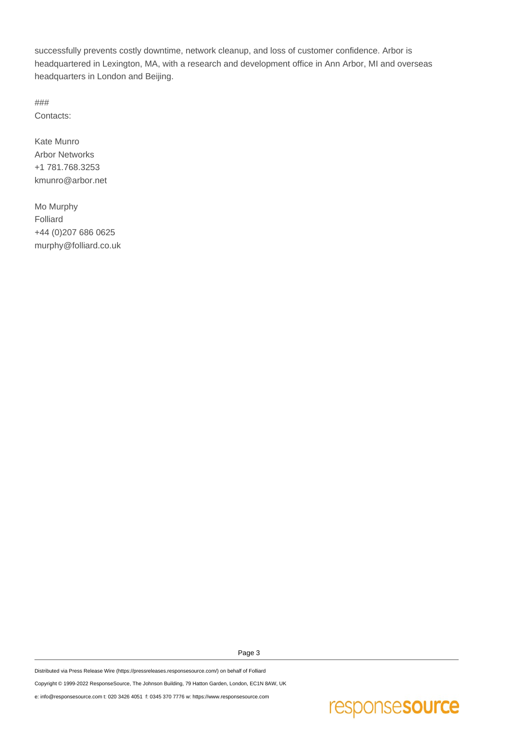successfully prevents costly downtime, network cleanup, and loss of customer confidence. Arbor is headquartered in Lexington, MA, with a research and development office in Ann Arbor, MI and overseas headquarters in London and Beijing.

###

Contacts:

Kate Munro
Arbor Networks
+1 781.768.3253
kmunro@arbor.net

Mo Murphy
Folliard
+44 (0)207 686 0625
murphy@folliard.co.uk